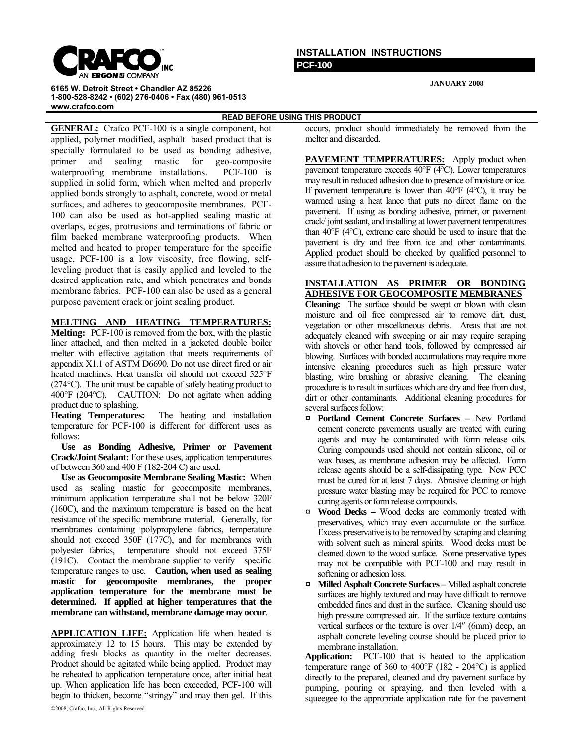**CRAFCO INC**
AN ERGON COMPANY

6165 W. Detroit Street • Chandler AZ 85226
1-800-528-8242 • (602) 276-0406 • Fax (480) 961-0513
www.crafco.com

# INSTALLATION INSTRUCTIONS

## PCF-100

JANUARY 2008

**READ BEFORE USING THIS PRODUCT**

**GENERAL:** Crafco PCF-100 is a single component, hot applied, polymer modified, asphalt based product that is specially formulated to be used as bonding adhesive, primer and sealing mastic for geo-composite waterproofing membrane installations. PCF-100 is supplied in solid form, which when melted and properly applied bonds strongly to asphalt, concrete, wood or metal surfaces, and adheres to geocomposite membranes. PCF-100 can also be used as hot-applied sealing mastic at overlaps, edges, protrusions and terminations of fabric or film backed membrane waterproofing products. When melted and heated to proper temperature for the specific usage, PCF-100 is a low viscosity, free flowing, self-leveling product that is easily applied and leveled to the desired application rate, and which penetrates and bonds membrane fabrics. PCF-100 can also be used as a general purpose pavement crack or joint sealing product.

**MELTING AND HEATING TEMPERATURES:**

**Melting:** PCF-100 is removed from the box, with the plastic liner attached, and then melted in a jacketed double boiler melter with effective agitation that meets requirements of appendix X1.1 of ASTM D6690. Do not use direct fired or air heated machines. Heat transfer oil should not exceed 525°F (274°C). The unit must be capable of safely heating product to 400°F (204°C). CAUTION: Do not agitate when adding product due to splashing.

**Heating Temperatures:** The heating and installation temperature for PCF-100 is different for different uses as follows:

**Use as Bonding Adhesive, Primer or Pavement Crack/Joint Sealant:** For these uses, application temperatures of between 360 and 400 F (182-204 C) are used.

**Use as Geocomposite Membrane Sealing Mastic:** When used as sealing mastic for geocomposite membranes, minimum application temperature shall not be below 320F (160C), and the maximum temperature is based on the heat resistance of the specific membrane material. Generally, for membranes containing polypropylene fabrics, temperature should not exceed 350F (177C), and for membranes with polyester fabrics, temperature should not exceed 375F (191C). Contact the membrane supplier to verify specific temperature ranges to use. **Caution, when used as sealing mastic for geocomposite membranes, the proper application temperature for the membrane must be determined. If applied at higher temperatures that the membrane can withstand, membrane damage may occur**.

**APPLICATION LIFE:** Application life when heated is approximately 12 to 15 hours. This may be extended by adding fresh blocks as quantity in the melter decreases. Product should be agitated while being applied. Product may be reheated to application temperature once, after initial heat up. When application life has been exceeded, PCF-100 will begin to thicken, become "stringy" and may then gel. If this occurs, product should immediately be removed from the melter and discarded.

**PAVEMENT TEMPERATURES:** Apply product when pavement temperature exceeds 40°F (4°C). Lower temperatures may result in reduced adhesion due to presence of moisture or ice. If pavement temperature is lower than 40°F (4°C), it may be warmed using a heat lance that puts no direct flame on the pavement. If using as bonding adhesive, primer, or pavement crack/ joint sealant, and installing at lower pavement temperatures than 40°F (4°C), extreme care should be used to insure that the pavement is dry and free from ice and other contaminants. Applied product should be checked by qualified personnel to assure that adhesion to the pavement is adequate.

**INSTALLATION AS PRIMER OR BONDING ADHESIVE FOR GEOCOMPOSITE MEMBRANES**

**Cleaning:** The surface should be swept or blown with clean moisture and oil free compressed air to remove dirt, dust, vegetation or other miscellaneous debris. Areas that are not adequately cleaned with sweeping or air may require scraping with shovels or other hand tools, followed by compressed air blowing. Surfaces with bonded accumulations may require more intensive cleaning procedures such as high pressure water blasting, wire brushing or abrasive cleaning. The cleaning procedure is to result in surfaces which are dry and free from dust, dirt or other contaminants. Additional cleaning procedures for several surfaces follow:

- **Portland Cement Concrete Surfaces –** New Portland cement concrete pavements usually are treated with curing agents and may be contaminated with form release oils. Curing compounds used should not contain silicone, oil or wax bases, as membrane adhesion may be affected. Form release agents should be a self-dissipating type. New PCC must be cured for at least 7 days. Abrasive cleaning or high pressure water blasting may be required for PCC to remove curing agents or form release compounds.
- **Wood Decks –** Wood decks are commonly treated with preservatives, which may even accumulate on the surface. Excess preservative is to be removed by scraping and cleaning with solvent such as mineral spirits. Wood decks must be cleaned down to the wood surface. Some preservative types may not be compatible with PCF-100 and may result in softening or adhesion loss.
- **Milled Asphalt Concrete Surfaces –** Milled asphalt concrete surfaces are highly textured and may have difficult to remove embedded fines and dust in the surface. Cleaning should use high pressure compressed air. If the surface texture contains vertical surfaces or the texture is over 1/4″ (6mm) deep, an asphalt concrete leveling course should be placed prior to membrane installation.

**Application:** PCF-100 that is heated to the application temperature range of 360 to 400°F (182 - 204°C) is applied directly to the prepared, cleaned and dry pavement surface by pumping, pouring or spraying, and then leveled with a squeegee to the appropriate application rate for the pavement

©2008, Crafco, Inc., All Rights Reserved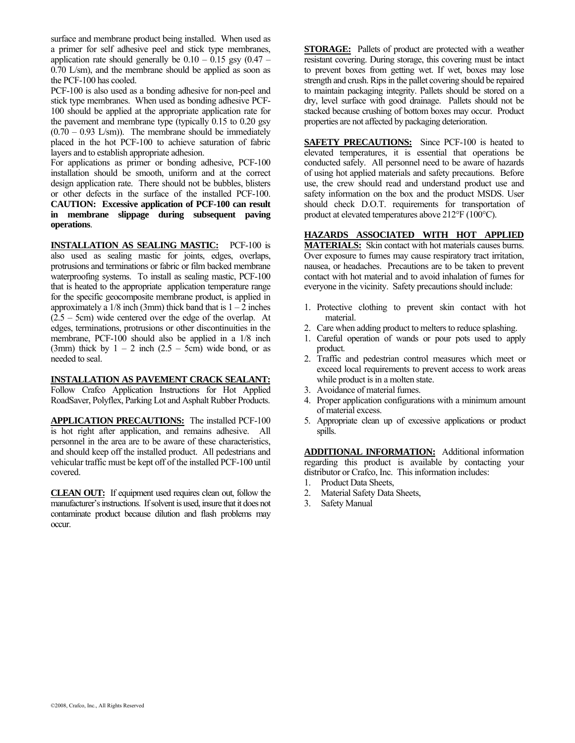surface and membrane product being installed. When used as a primer for self adhesive peel and stick type membranes, application rate should generally be 0.10 – 0.15 gsy (0.47 – 0.70 L/sm), and the membrane should be applied as soon as the PCF-100 has cooled.

PCF-100 is also used as a bonding adhesive for non-peel and stick type membranes. When used as bonding adhesive PCF-100 should be applied at the appropriate application rate for the pavement and membrane type (typically 0.15 to 0.20 gsy (0.70 – 0.93 L/sm)). The membrane should be immediately placed in the hot PCF-100 to achieve saturation of fabric layers and to establish appropriate adhesion.

For applications as primer or bonding adhesive, PCF-100 installation should be smooth, uniform and at the correct design application rate. There should not be bubbles, blisters or other defects in the surface of the installed PCF-100. **CAUTION: Excessive application of PCF-100 can result in membrane slippage during subsequent paving operations**.

**INSTALLATION AS SEALING MASTIC:** PCF-100 is also used as sealing mastic for joints, edges, overlaps, protrusions and terminations or fabric or film backed membrane waterproofing systems. To install as sealing mastic, PCF-100 that is heated to the appropriate application temperature range for the specific geocomposite membrane product, is applied in approximately a 1/8 inch (3mm) thick band that is 1 – 2 inches (2.5 – 5cm) wide centered over the edge of the overlap. At edges, terminations, protrusions or other discontinuities in the membrane, PCF-100 should also be applied in a 1/8 inch (3mm) thick by 1 – 2 inch (2.5 – 5cm) wide bond, or as needed to seal.

**INSTALLATION AS PAVEMENT CRACK SEALANT:** Follow Crafco Application Instructions for Hot Applied RoadSaver, Polyflex, Parking Lot and Asphalt Rubber Products.

**APPLICATION PRECAUTIONS:** The installed PCF-100 is hot right after application, and remains adhesive. All personnel in the area are to be aware of these characteristics, and should keep off the installed product. All pedestrians and vehicular traffic must be kept off of the installed PCF-100 until covered.

**CLEAN OUT:** If equipment used requires clean out, follow the manufacturer's instructions. If solvent is used, insure that it does not contaminate product because dilution and flash problems may occur.

**STORAGE:** Pallets of product are protected with a weather resistant covering. During storage, this covering must be intact to prevent boxes from getting wet. If wet, boxes may lose strength and crush. Rips in the pallet covering should be repaired to maintain packaging integrity. Pallets should be stored on a dry, level surface with good drainage. Pallets should not be stacked because crushing of bottom boxes may occur. Product properties are not affected by packaging deterioration.

**SAFETY PRECAUTIONS:** Since PCF-100 is heated to elevated temperatures, it is essential that operations be conducted safely. All personnel need to be aware of hazards of using hot applied materials and safety precautions. Before use, the crew should read and understand product use and safety information on the box and the product MSDS. User should check D.O.T. requirements for transportation of product at elevated temperatures above 212°F (100°C).

**HAZARDS ASSOCIATED WITH HOT APPLIED MATERIALS:** Skin contact with hot materials causes burns. Over exposure to fumes may cause respiratory tract irritation, nausea, or headaches. Precautions are to be taken to prevent contact with hot material and to avoid inhalation of fumes for everyone in the vicinity. Safety precautions should include:

1. Protective clothing to prevent skin contact with hot material.
2. Care when adding product to melters to reduce splashing.
1. Careful operation of wands or pour pots used to apply product.
2. Traffic and pedestrian control measures which meet or exceed local requirements to prevent access to work areas while product is in a molten state.
3. Avoidance of material fumes.
4. Proper application configurations with a minimum amount of material excess.
5. Appropriate clean up of excessive applications or product spills.

**ADDITIONAL INFORMATION:** Additional information regarding this product is available by contacting your distributor or Crafco, Inc. This information includes:

1. Product Data Sheets,
2. Material Safety Data Sheets,
3. Safety Manual

©2008, Crafco, Inc., All Rights Reserved